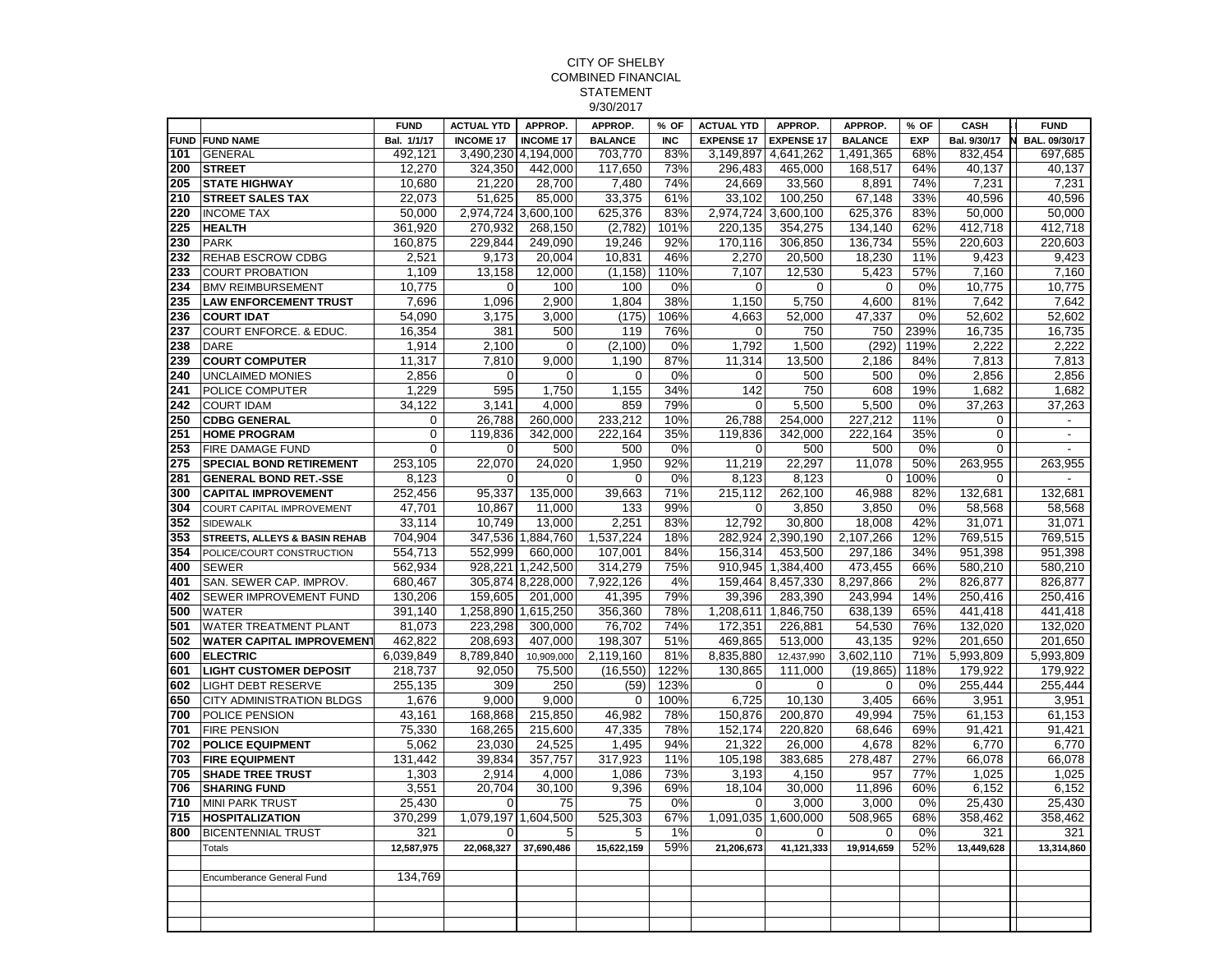# CITY OF SHELBY
## COMBINED FINANCIAL STATEMENT
### 9/30/2017

| FUND | FUND NAME | FUND Bal. 1/1/17 | ACTUAL YTD INCOME 17 | APPROP. INCOME 17 | APPROP. BALANCE | % OF INC | ACTUAL YTD EXPENSE 17 | APPROP. EXPENSE 17 | APPROP. BALANCE | % OF EXP | CASH Bal. 9/30/17 | FUND BAL. 09/30/17 |
|---|---|---|---|---|---|---|---|---|---|---|---|---|
| 101 | GENERAL | 492,121 | 3,490,230 | 4,194,000 | 703,770 | 83% | 3,149,897 | 4,641,262 | 1,491,365 | 68% | 832,454 | 697,685 |
| 200 | **STREET** | 12,270 | 324,350 | 442,000 | 117,650 | 73% | 296,483 | 465,000 | 168,517 | 64% | 40,137 | 40,137 |
| 205 | **STATE HIGHWAY** | 10,680 | 21,220 | 28,700 | 7,480 | 74% | 24,669 | 33,560 | 8,891 | 74% | 7,231 | 7,231 |
| 210 | **STREET SALES TAX** | 22,073 | 51,625 | 85,000 | 33,375 | 61% | 33,102 | 100,250 | 67,148 | 33% | 40,596 | 40,596 |
| 220 | INCOME TAX | 50,000 | 2,974,724 | 3,600,100 | 625,376 | 83% | 2,974,724 | 3,600,100 | 625,376 | 83% | 50,000 | 50,000 |
| 225 | **HEALTH** | 361,920 | 270,932 | 268,150 | (2,782) | 101% | 220,135 | 354,275 | 134,140 | 62% | 412,718 | 412,718 |
| 230 | PARK | 160,875 | 229,844 | 249,090 | 19,246 | 92% | 170,116 | 306,850 | 136,734 | 55% | 220,603 | 220,603 |
| 232 | REHAB ESCROW CDBG | 2,521 | 9,173 | 20,004 | 10,831 | 46% | 2,270 | 20,500 | 18,230 | 11% | 9,423 | 9,423 |
| 233 | COURT PROBATION | 1,109 | 13,158 | 12,000 | (1,158) | 110% | 7,107 | 12,530 | 5,423 | 57% | 7,160 | 7,160 |
| 234 | BMV REIMBURSEMENT | 10,775 | 0 | 100 | 100 | 0% | 0 | 0 | 0 | 0% | 10,775 | 10,775 |
| 235 | **LAW ENFORCEMENT TRUST** | 7,696 | 1,096 | 2,900 | 1,804 | 38% | 1,150 | 5,750 | 4,600 | 81% | 7,642 | 7,642 |
| 236 | **COURT IDAT** | 54,090 | 3,175 | 3,000 | (175) | 106% | 4,663 | 52,000 | 47,337 | 0% | 52,602 | 52,602 |
| 237 | COURT ENFORCE. & EDUC. | 16,354 | 381 | 500 | 119 | 76% | 0 | 750 | 750 | 239% | 16,735 | 16,735 |
| 238 | DARE | 1,914 | 2,100 | 0 | (2,100) | 0% | 1,792 | 1,500 | (292) | 119% | 2,222 | 2,222 |
| 239 | **COURT COMPUTER** | 11,317 | 7,810 | 9,000 | 1,190 | 87% | 11,314 | 13,500 | 2,186 | 84% | 7,813 | 7,813 |
| 240 | UNCLAIMED MONIES | 2,856 | 0 | 0 | 0 | 0% | 0 | 500 | 500 | 0% | 2,856 | 2,856 |
| 241 | POLICE COMPUTER | 1,229 | 595 | 1,750 | 1,155 | 34% | 142 | 750 | 608 | 19% | 1,682 | 1,682 |
| 242 | COURT IDAM | 34,122 | 3,141 | 4,000 | 859 | 79% | 0 | 5,500 | 5,500 | 0% | 37,263 | 37,263 |
| 250 | **CDBG GENERAL** | 0 | 26,788 | 260,000 | 233,212 | 10% | 26,788 | 254,000 | 227,212 | 11% | 0 | - |
| 251 | **HOME PROGRAM** | 0 | 119,836 | 342,000 | 222,164 | 35% | 119,836 | 342,000 | 222,164 | 35% | 0 | - |
| 253 | FIRE DAMAGE FUND | 0 | 0 | 500 | 500 | 0% | 0 | 500 | 500 | 0% | 0 | - |
| 275 | **SPECIAL BOND RETIREMENT** | 253,105 | 22,070 | 24,020 | 1,950 | 92% | 11,219 | 22,297 | 11,078 | 50% | 263,955 | 263,955 |
| 281 | **GENERAL BOND RET.-SSE** | 8,123 | 0 | 0 | 0 | 0% | 8,123 | 8,123 | 0 | 100% | 0 | - |
| 300 | **CAPITAL IMPROVEMENT** | 252,456 | 95,337 | 135,000 | 39,663 | 71% | 215,112 | 262,100 | 46,988 | 82% | 132,681 | 132,681 |
| 304 | COURT CAPITAL IMPROVEMENT | 47,701 | 10,867 | 11,000 | 133 | 99% | 0 | 3,850 | 3,850 | 0% | 58,568 | 58,568 |
| 352 | SIDEWALK | 33,114 | 10,749 | 13,000 | 2,251 | 83% | 12,792 | 30,800 | 18,008 | 42% | 31,071 | 31,071 |
| 353 | **STREETS, ALLEYS & BASIN REHAB** | 704,904 | 347,536 | 1,884,760 | 1,537,224 | 18% | 282,924 | 2,390,190 | 2,107,266 | 12% | 769,515 | 769,515 |
| 354 | POLICE/COURT CONSTRUCTION | 554,713 | 552,999 | 660,000 | 107,001 | 84% | 156,314 | 453,500 | 297,186 | 34% | 951,398 | 951,398 |
| 400 | SEWER | 562,934 | 928,221 | 1,242,500 | 314,279 | 75% | 910,945 | 1,384,400 | 473,455 | 66% | 580,210 | 580,210 |
| 401 | SAN. SEWER CAP. IMPROV. | 680,467 | 305,874 | 8,228,000 | 7,922,126 | 4% | 159,464 | 8,457,330 | 8,297,866 | 2% | 826,877 | 826,877 |
| 402 | SEWER IMPROVEMENT FUND | 130,206 | 159,605 | 201,000 | 41,395 | 79% | 39,396 | 283,390 | 243,994 | 14% | 250,416 | 250,416 |
| 500 | WATER | 391,140 | 1,258,890 | 1,615,250 | 356,360 | 78% | 1,208,611 | 1,846,750 | 638,139 | 65% | 441,418 | 441,418 |
| 501 | WATER TREATMENT PLANT | 81,073 | 223,298 | 300,000 | 76,702 | 74% | 172,351 | 226,881 | 54,530 | 76% | 132,020 | 132,020 |
| 502 | **WATER CAPITAL IMPROVEMENT** | 462,822 | 208,693 | 407,000 | 198,307 | 51% | 469,865 | 513,000 | 43,135 | 92% | 201,650 | 201,650 |
| 600 | **ELECTRIC** | 6,039,849 | 8,789,840 | 10,909,000 | 2,119,160 | 81% | 8,835,880 | 12,437,990 | 3,602,110 | 71% | 5,993,809 | 5,993,809 |
| 601 | **LIGHT CUSTOMER DEPOSIT** | 218,737 | 92,050 | 75,500 | (16,550) | 122% | 130,865 | 111,000 | (19,865) | 118% | 179,922 | 179,922 |
| 602 | LIGHT DEBT RESERVE | 255,135 | 309 | 250 | (59) | 123% | 0 | 0 | 0 | 0% | 255,444 | 255,444 |
| 650 | CITY ADMINISTRATION BLDGS | 1,676 | 9,000 | 9,000 | 0 | 100% | 6,725 | 10,130 | 3,405 | 66% | 3,951 | 3,951 |
| 700 | POLICE PENSION | 43,161 | 168,868 | 215,850 | 46,982 | 78% | 150,876 | 200,870 | 49,994 | 75% | 61,153 | 61,153 |
| 701 | FIRE PENSION | 75,330 | 168,265 | 215,600 | 47,335 | 78% | 152,174 | 220,820 | 68,646 | 69% | 91,421 | 91,421 |
| 702 | **POLICE EQUIPMENT** | 5,062 | 23,030 | 24,525 | 1,495 | 94% | 21,322 | 26,000 | 4,678 | 82% | 6,770 | 6,770 |
| 703 | **FIRE EQUIPMENT** | 131,442 | 39,834 | 357,757 | 317,923 | 11% | 105,198 | 383,685 | 278,487 | 27% | 66,078 | 66,078 |
| 705 | **SHADE TREE TRUST** | 1,303 | 2,914 | 4,000 | 1,086 | 73% | 3,193 | 4,150 | 957 | 77% | 1,025 | 1,025 |
| 706 | **SHARING FUND** | 3,551 | 20,704 | 30,100 | 9,396 | 69% | 18,104 | 30,000 | 11,896 | 60% | 6,152 | 6,152 |
| 710 | MINI PARK TRUST | 25,430 | 0 | 75 | 75 | 0% | 0 | 3,000 | 3,000 | 0% | 25,430 | 25,430 |
| 715 | **HOSPITALIZATION** | 370,299 | 1,079,197 | 1,604,500 | 525,303 | 67% | 1,091,035 | 1,600,000 | 508,965 | 68% | 358,462 | 358,462 |
| 800 | BICENTENNIAL TRUST | 321 | 0 | 5 | 5 | 1% | 0 | 0 | 0 | 0% | 321 | 321 |
| | Totals | **12,587,975** | **22,068,327** | **37,690,486** | **15,622,159** | 59% | **21,206,673** | **41,121,333** | **19,914,659** | 52% | **13,449,628** | **13,314,860** |
| | | | | | | | | | | | | |
| | Encumberance General Fund | 134,769 | | | | | | | | | | |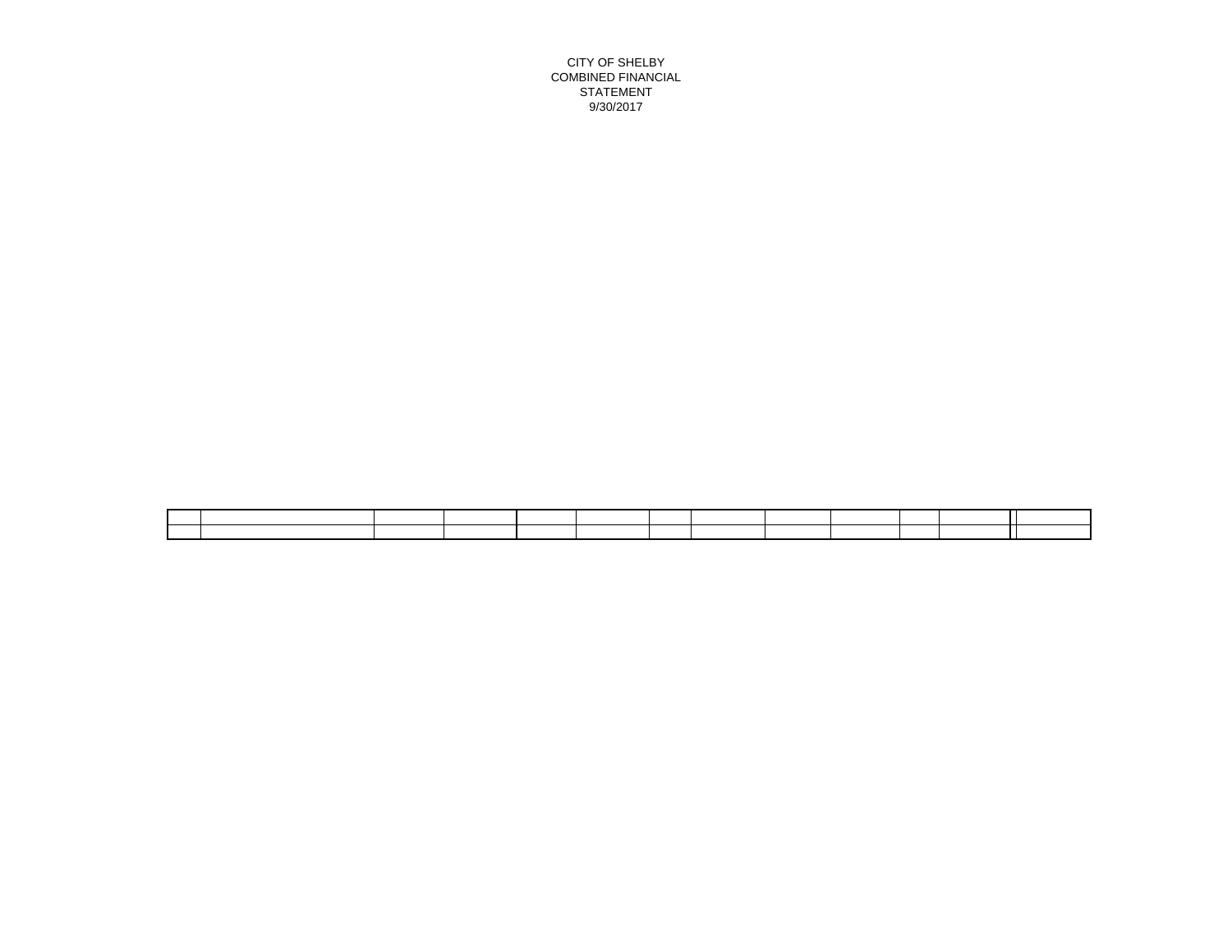CITY OF SHELBY
COMBINED FINANCIAL
STATEMENT
9/30/2017

| | | | | | | | | | | | | |
|---|---|---|---|---|---|---|---|---|---|---|---|---|
| | | | | | | | | | | | | |
| | | | | | | | | | | | | |